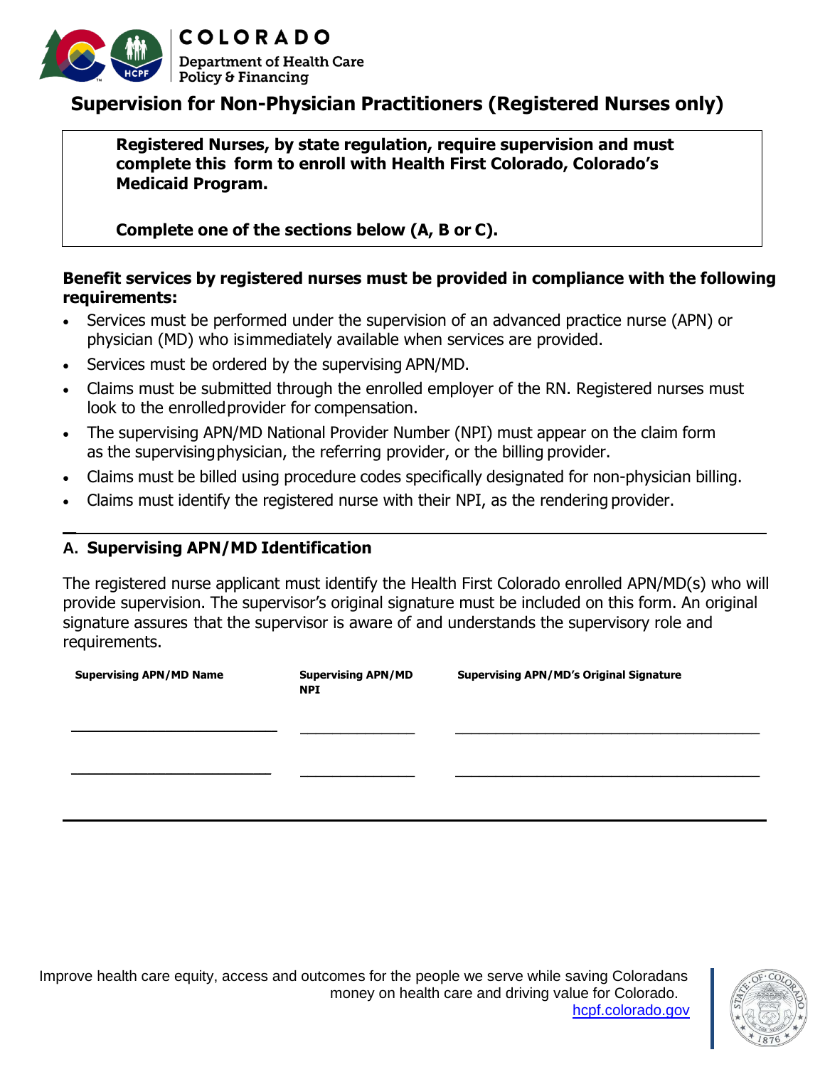COLORADO
Department of Health Care Policy & Financing

# Supervision for Non-Physician Practitioners (Registered Nurses only)

**Registered Nurses, by state regulation, require supervision and must complete this form to enroll with Health First Colorado, Colorado's Medicaid Program.**

**Complete one of the sections below (A, B or C).**

**Benefit services by registered nurses must be provided in compliance with the following requirements:**

- Services must be performed under the supervision of an advanced practice nurse (APN) or physician (MD) who is immediately available when services are provided.
- Services must be ordered by the supervising APN/MD.
- Claims must be submitted through the enrolled employer of the RN. Registered nurses must look to the enrolled provider for compensation.
- The supervising APN/MD National Provider Number (NPI) must appear on the claim form as the supervising physician, the referring provider, or the billing provider.
- Claims must be billed using procedure codes specifically designated for non-physician billing.
- Claims must identify the registered nurse with their NPI, as the rendering provider.

---

## A. Supervising APN/MD Identification

The registered nurse applicant must identify the Health First Colorado enrolled APN/MD(s) who will provide supervision. The supervisor's original signature must be included on this form. An original signature assures that the supervisor is aware of and understands the supervisory role and requirements.

| Supervising APN/MD Name | Supervising APN/MD NPI | Supervising APN/MD's Original Signature |
|---|---|---|
| ______________________ | ____________ | ________________________________ |
| ______________________ | ____________ | ________________________________ |

---

Improve health care equity, access and outcomes for the people we serve while saving Coloradans money on health care and driving value for Colorado.
hcpf.colorado.gov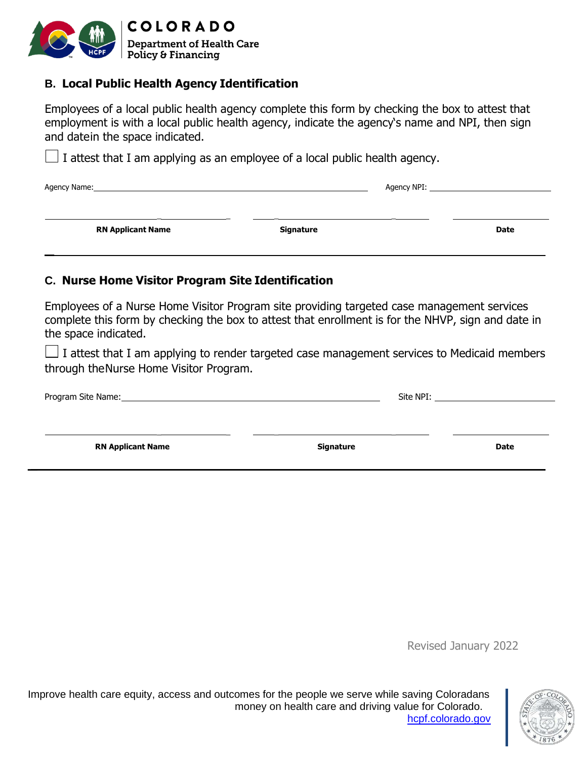## B. Local Public Health Agency Identification

Employees of a local public health agency complete this form by checking the box to attest that employment is with a local public health agency, indicate the agency's name and NPI, then sign and datein the space indicated.

☐ I attest that I am applying as an employee of a local public health agency.

Agency Name:\_\_\_\_\_\_\_\_\_\_\_\_\_\_\_\_\_\_\_\_\_\_\_\_\_\_\_\_\_\_\_\_\_\_\_\_\_\_\_\_ Agency NPI: \_\_\_\_\_\_\_\_\_\_\_\_\_\_\_\_\_\_\_\_

| RN Applicant Name | Signature | Date |
|---|---|---|
| | | |

## C. Nurse Home Visitor Program Site Identification

Employees of a Nurse Home Visitor Program site providing targeted case management services complete this form by checking the box to attest that enrollment is for the NHVP, sign and date in the space indicated.

☐ I attest that I am applying to render targeted case management services to Medicaid members through theNurse Home Visitor Program.

Program Site Name:\_\_\_\_\_\_\_\_\_\_\_\_\_\_\_\_\_\_\_\_\_\_\_\_\_\_\_\_\_\_\_\_\_\_\_\_\_\_\_\_ Site NPI: \_\_\_\_\_\_\_\_\_\_\_\_\_\_\_\_\_\_\_\_

| RN Applicant Name | Signature | Date |
|---|---|---|
| | | |

Revised January 2022